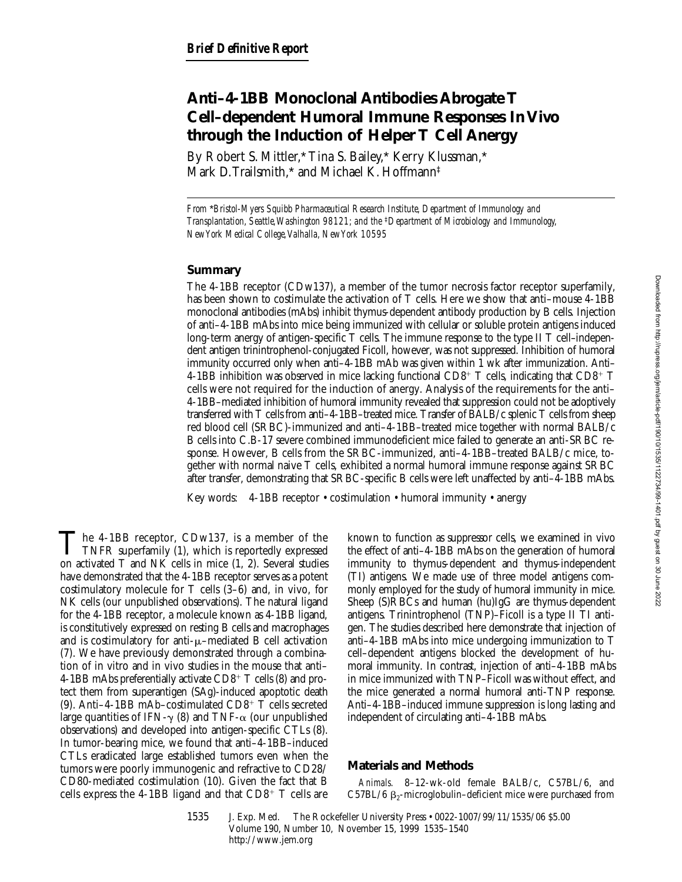*Brief Definitive Report*

# Anti–4-1BB Monoclonal Antibodies Abrogate T Cell–dependent Humoral Immune Responses In Vivo through the Induction of Helper T Cell Anergy

By Robert S. Mittler,* Tina S. Bailey,* Kerry Klussman,* Mark D. Trailsmith,* and Michael K. Hoffmann‡

*From \*Bristol-Myers Squibb Pharmaceutical Research Institute, Department of Immunology and Transplantation, Seattle, Washington 98121; and the ‡Department of Microbiology and Immunology, New York Medical College, Valhalla, New York 10595*

## Summary

The 4-1BB receptor (CDw137), a member of the tumor necrosis factor receptor superfamily, has been shown to costimulate the activation of T cells. Here we show that anti–mouse 4-1BB monoclonal antibodies (mAbs) inhibit thymus-dependent antibody production by B cells. Injection of anti–4-1BB mAbs into mice being immunized with cellular or soluble protein antigens induced long-term anergy of antigen-specific T cells. The immune response to the type II T cell–independent antigen trinitrophenol-conjugated Ficoll, however, was not suppressed. Inhibition of humoral immunity occurred only when anti–4-1BB mAb was given within 1 wk after immunization. Anti–4-1BB inhibition was observed in mice lacking functional $CD8^+$ T cells, indicating that $CD8^+$ T cells were not required for the induction of anergy. Analysis of the requirements for the anti–4-1BB–mediated inhibition of humoral immunity revealed that suppression could not be adoptively transferred with T cells from anti–4-1BB–treated mice. Transfer of BALB/c splenic T cells from sheep red blood cell (SRBC)-immunized and anti–4-1BB–treated mice together with normal BALB/c B cells into C.B-17 severe combined immunodeficient mice failed to generate an anti-SRBC response. However, B cells from the SRBC-immunized, anti–4-1BB–treated BALB/c mice, together with normal naive T cells, exhibited a normal humoral immune response against SRBC after transfer, demonstrating that SRBC-specific B cells were left unaffected by anti–4-1BB mAbs.

Key words: 4-1BB receptor • costimulation • humoral immunity • anergy

The 4-1BB receptor, CDw137, is a member of the TNFR superfamily (1), which is reportedly expressed on activated T and NK cells in mice (1, 2). Several studies have demonstrated that the 4-1BB receptor serves as a potent costimulatory molecule for T cells (3–6) and, in vivo, for NK cells (our unpublished observations). The natural ligand for the 4-1BB receptor, a molecule known as 4-1BB ligand, is constitutively expressed on resting B cells and macrophages and is costimulatory for anti-$\mu$–mediated B cell activation (7). We have previously demonstrated through a combination of in vitro and in vivo studies in the mouse that anti–4-1BB mAbs preferentially activate $CD8^+$ T cells (8) and protect them from superantigen (SAg)-induced apoptotic death (9). Anti–4-1BB mAb–costimulated $CD8^+$ T cells secreted large quantities of IFN-$\gamma$ (8) and TNF-$\alpha$ (our unpublished observations) and developed into antigen-specific CTLs (8). In tumor-bearing mice, we found that anti–4-1BB–induced CTLs eradicated large established tumors even when the tumors were poorly immunogenic and refractive to CD28/CD80-mediated costimulation (10). Given the fact that B cells express the 4-1BB ligand and that $CD8^+$ T cells are known to function as suppressor cells, we examined in vivo the effect of anti–4-1BB mAbs on the generation of humoral immunity to thymus-dependent and thymus-independent (TI) antigens. We made use of three model antigens commonly employed for the study of humoral immunity in mice. Sheep (S)RBCs and human (hu)IgG are thymus-dependent antigens. Trinitrophenol (TNP)–Ficoll is a type II TI antigen. The studies described here demonstrate that injection of anti–4-1BB mAbs into mice undergoing immunization to T cell–dependent antigens blocked the development of humoral immunity. In contrast, injection of anti–4-1BB mAbs in mice immunized with TNP–Ficoll was without effect, and the mice generated a normal humoral anti-TNP response. Anti–4-1BB–induced immune suppression is long lasting and independent of circulating anti–4-1BB mAbs.

## Materials and Methods

*Animals.* 8–12-wk-old female BALB/c, C57BL/6, and C57BL/6 $\beta_2$-microglobulin–deficient mice were purchased from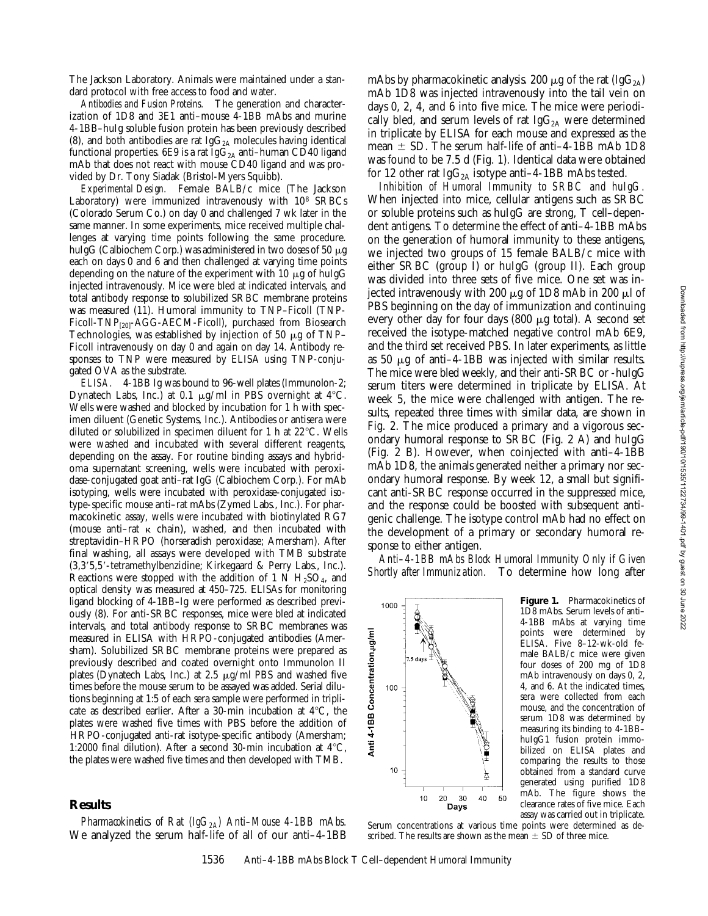The Jackson Laboratory. Animals were maintained under a standard protocol with free access to food and water.

*Antibodies and Fusion Proteins.* The generation and characterization of 1D8 and 3E1 anti–mouse 4-1BB mAbs and murine 4-1BB–huIg soluble fusion protein has been previously described (8), and both antibodies are rat $IgG_{2A}$ molecules having identical functional properties. 6E9 is a rat $IgG_{2A}$ anti–human CD40 ligand mAb that does not react with mouse CD40 ligand and was provided by Dr. Tony Siadak (Bristol-Myers Squibb).

*Experimental Design.* Female BALB/c mice (The Jackson Laboratory) were immunized intravenously with $10^8$ SRBCs (Colorado Serum Co.) on day 0 and challenged 7 wk later in the same manner. In some experiments, mice received multiple challenges at varying time points following the same procedure. huIgG (Calbiochem Corp.) was administered in two doses of 50 μg each on days 0 and 6 and then challenged at varying time points depending on the nature of the experiment with 10 μg of huIgG injected intravenously. Mice were bled at indicated intervals, and total antibody response to solubilized SRBC membrane proteins was measured (11). Humoral immunity to TNP–Ficoll (TNP-Ficoll-$TNP_{[20]}$-AGG-AECM-Ficoll), purchased from Biosearch Technologies, was established by injection of 50 μg of TNP–Ficoll intravenously on day 0 and again on day 14. Antibody responses to TNP were measured by ELISA using TNP-conjugated OVA as the substrate.

*ELISA.* 4-1BB Ig was bound to 96-well plates (Immunolon-2; Dynatech Labs, Inc.) at 0.1 μg/ml in PBS overnight at 4°C. Wells were washed and blocked by incubation for 1 h with specimen diluent (Genetic Systems, Inc.). Antibodies or antisera were diluted or solubilized in specimen diluent for 1 h at 22°C. Wells were washed and incubated with several different reagents, depending on the assay. For routine binding assays and hybridoma supernatant screening, wells were incubated with peroxidase-conjugated goat anti–rat IgG (Calbiochem Corp.). For mAb isotyping, wells were incubated with peroxidase-conjugated isotype-specific mouse anti–rat mAbs (Zymed Labs., Inc.). For pharmacokinetic assay, wells were incubated with biotinylated RG7 (mouse anti–rat κ chain), washed, and then incubated with streptavidin–HRPO (horseradish peroxidase; Amersham). After final washing, all assays were developed with TMB substrate (3,3′5,5′-tetramethylbenzidine; Kirkegaard & Perry Labs., Inc.). Reactions were stopped with the addition of 1 N $H_2SO_4$, and optical density was measured at 450–725. ELISAs for monitoring ligand blocking of 4-1BB–Ig were performed as described previously (8). For anti-SRBC responses, mice were bled at indicated intervals, and total antibody response to SRBC membranes was measured in ELISA with HRPO-conjugated antibodies (Amersham). Solubilized SRBC membrane proteins were prepared as previously described and coated overnight onto Immunolon II plates (Dynatech Labs, Inc.) at 2.5 μg/ml PBS and washed five times before the mouse serum to be assayed was added. Serial dilutions beginning at 1:5 of each sera sample were performed in triplicate as described earlier. After a 30-min incubation at 4°C, the plates were washed five times with PBS before the addition of HRPO-conjugated anti-rat isotype-specific antibody (Amersham; 1:2000 final dilution). After a second 30-min incubation at 4°C, the plates were washed five times and then developed with TMB.

## Results

*Pharmacokinetics of Rat ($IgG_{2A}$) Anti–Mouse 4-1BB mAbs.* We analyzed the serum half-life of all of our anti–4-1BB mAbs by pharmacokinetic analysis. 200 μg of the rat ($IgG_{2A}$) mAb 1D8 was injected intravenously into the tail vein on days 0, 2, 4, and 6 into five mice. The mice were periodically bled, and serum levels of rat $IgG_{2A}$ were determined in triplicate by ELISA for each mouse and expressed as the mean ± SD. The serum half-life of anti–4-1BB mAb 1D8 was found to be 7.5 d (Fig. 1). Identical data were obtained for 12 other rat $IgG_{2A}$ isotype anti–4-1BB mAbs tested.

*Inhibition of Humoral Immunity to SRBC and huIgG.* When injected into mice, cellular antigens such as SRBC or soluble proteins such as huIgG are strong, T cell–dependent antigens. To determine the effect of anti–4-1BB mAbs on the generation of humoral immunity to these antigens, we injected two groups of 15 female BALB/c mice with either SRBC (group I) or huIgG (group II). Each group was divided into three sets of five mice. One set was injected intravenously with 200 μg of 1D8 mAb in 200 μl of PBS beginning on the day of immunization and continuing every other day for four days (800 μg total). A second set received the isotype-matched negative control mAb 6E9, and the third set received PBS. In later experiments, as little as 50 μg of anti–4-1BB was injected with similar results. The mice were bled weekly, and their anti-SRBC or -huIgG serum titers were determined in triplicate by ELISA. At week 5, the mice were challenged with antigen. The results, repeated three times with similar data, are shown in Fig. 2. The mice produced a primary and a vigorous secondary humoral response to SRBC (Fig. 2 A) and huIgG (Fig. 2 B). However, when coinjected with anti–4-1BB mAb 1D8, the animals generated neither a primary nor secondary humoral response. By week 12, a small but significant anti-SRBC response occurred in the suppressed mice, and the response could be boosted with subsequent antigenic challenge. The isotype control mAb had no effect on the development of a primary or secondary humoral response to either antigen.

*Anti–4-1BB mAbs Block Humoral Immunity Only if Given Shortly after Immunization.* To determine how long after

**Figure 1.** Pharmacokinetics of 1D8 mAbs. Serum levels of anti–4-1BB mAbs at varying time points were determined by ELISA. Five 8–12-wk-old female BALB/c mice were given four doses of 200 mg of 1D8 mAb intravenously on days 0, 2, 4, and 6. At the indicated times, sera were collected from each mouse, and the concentration of serum 1D8 was determined by measuring its binding to 4-1BB–huIgG1 fusion protein immobilized on ELISA plates and comparing the results to those obtained from a standard curve generated using purified 1D8 mAb. The figure shows the clearance rates of five mice. Each assay was carried out in triplicate. Serum concentrations at various time points were determined as described. The results are shown as the mean ± SD of three mice.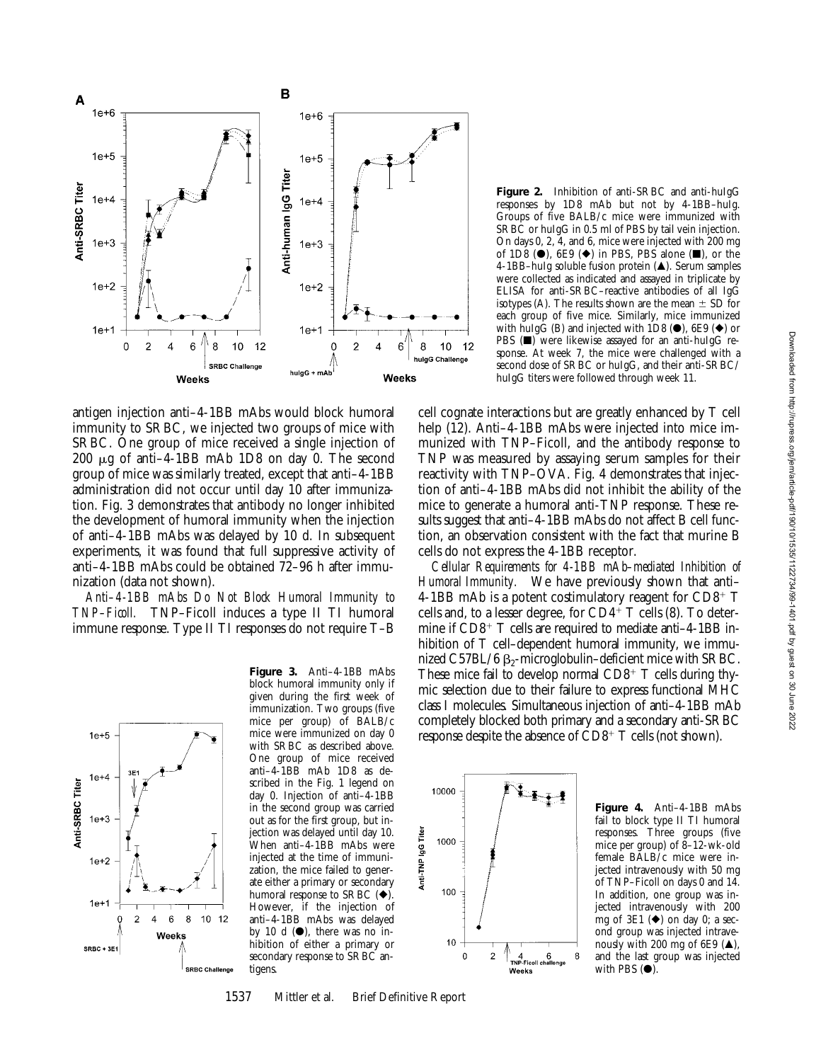**Figure 2.** Inhibition of anti-SRBC and anti-huIgG responses by 1D8 mAb but not by 4-1BB–huIg. Groups of five BALB/c mice were immunized with SRBC or huIgG in 0.5 ml of PBS by tail vein injection. On days 0, 2, 4, and 6, mice were injected with 200 mg of 1D8 (●), 6E9 (◆) in PBS, PBS alone (■), or the 4-1BB–huIg soluble fusion protein (▲). Serum samples were collected as indicated and assayed in triplicate by ELISA for anti-SRBC–reactive antibodies of all IgG isotypes (A). The results shown are the mean ± SD for each group of five mice. Similarly, mice immunized with huIgG (B) and injected with 1D8 (●), 6E9 (◆) or PBS (■) were likewise assayed for an anti-huIgG response. At week 7, the mice were challenged with a second dose of SRBC or huIgG, and their anti-SRBC/huIgG titers were followed through week 11.

antigen injection anti–4-1BB mAbs would block humoral immunity to SRBC, we injected two groups of mice with SRBC. One group of mice received a single injection of 200 μg of anti–4-1BB mAb 1D8 on day 0. The second group of mice was similarly treated, except that anti–4-1BB administration did not occur until day 10 after immunization. Fig. 3 demonstrates that antibody no longer inhibited the development of humoral immunity when the injection of anti–4-1BB mAbs was delayed by 10 d. In subsequent experiments, it was found that full suppressive activity of anti–4-1BB mAbs could be obtained 72–96 h after immunization (data not shown).

*Anti–4-1BB mAbs Do Not Block Humoral Immunity to TNP–Ficoll.* TNP–Ficoll induces a type II TI humoral immune response. Type II TI responses do not require T–B cell cognate interactions but are greatly enhanced by T cell help (12). Anti–4-1BB mAbs were injected into mice immunized with TNP–Ficoll, and the antibody response to TNP was measured by assaying serum samples for their reactivity with TNP–OVA. Fig. 4 demonstrates that injection of anti–4-1BB mAbs did not inhibit the ability of the mice to generate a humoral anti-TNP response. These results suggest that anti–4-1BB mAbs do not affect B cell function, an observation consistent with the fact that murine B cells do not express the 4-1BB receptor.

*Cellular Requirements for 4-1BB mAb–mediated Inhibition of Humoral Immunity.* We have previously shown that anti–4-1BB mAb is a potent costimulatory reagent for $CD8^+$ T cells and, to a lesser degree, for $CD4^+$ T cells (8). To determine if $CD8^+$ T cells are required to mediate anti–4-1BB inhibition of T cell–dependent humoral immunity, we immunized C57BL/6 $\beta_2$-microglobulin–deficient mice with SRBC. These mice fail to develop normal $CD8^+$ T cells during thymic selection due to their failure to express functional MHC class I molecules. Simultaneous injection of anti–4-1BB mAb completely blocked both primary and a secondary anti-SRBC response despite the absence of $CD8^+$ T cells (not shown).

**Figure 3.** Anti–4-1BB mAbs block humoral immunity only if given during the first week of immunization. Two groups (five mice per group) of BALB/c mice were immunized on day 0 with SRBC as described above. One group of mice received anti–4-1BB mAb 1D8 as described in the Fig. 1 legend on day 0. Injection of anti–4-1BB in the second group was carried out as for the first group, but injection was delayed until day 10. When anti–4-1BB mAbs were injected at the time of immunization, the mice failed to generate either a primary or secondary humoral response to SRBC (◆). However, if the injection of anti–4-1BB mAbs was delayed by 10 d (●), there was no inhibition of either a primary or secondary response to SRBC antigens.

**Figure 4.** Anti–4-1BB mAbs fail to block type II TI humoral responses. Three groups (five mice per group) of 8–12-wk-old female BALB/c mice were injected intravenously with 50 mg of TNP–Ficoll on days 0 and 14. In addition, one group was injected intravenously with 200 mg of 3E1 (◆) on day 0; a second group was injected intravenously with 200 mg of 6E9 (▲), and the last group was injected with PBS (●).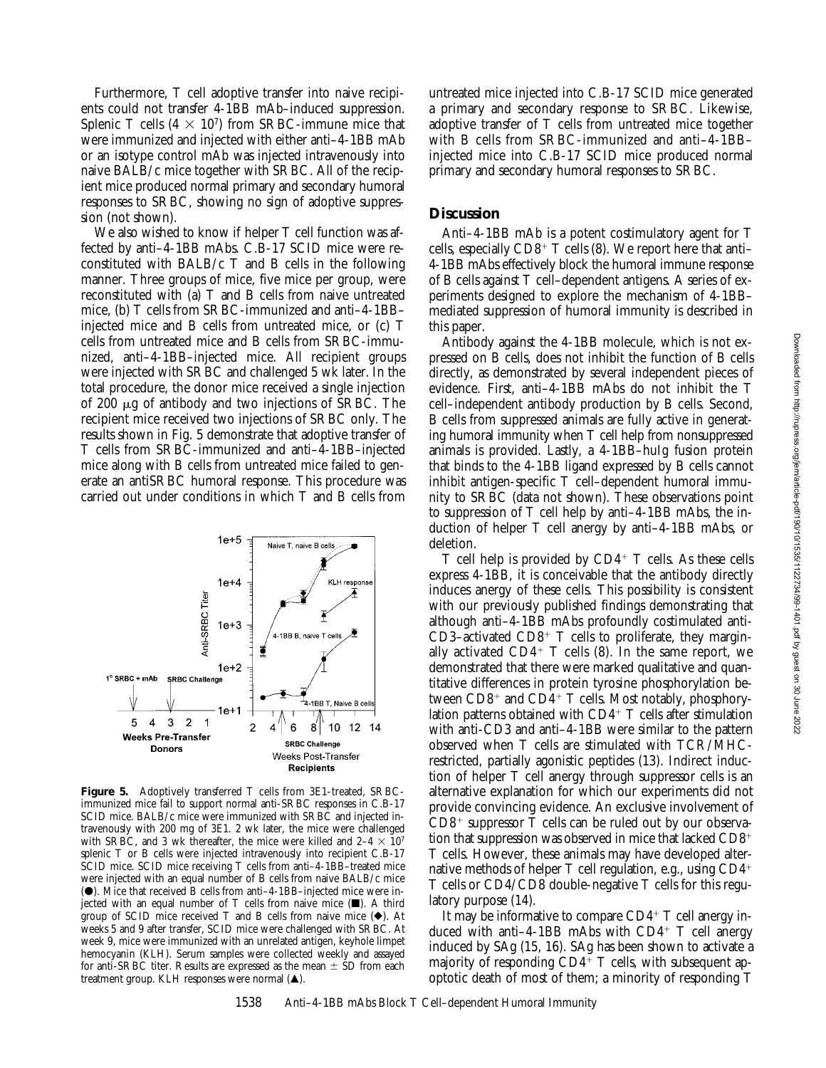Furthermore, T cell adoptive transfer into naive recipients could not transfer 4-1BB mAb–induced suppression. Splenic T cells ($4 \times 10^7$) from SRBC-immune mice that were immunized and injected with either anti–4-1BB mAb or an isotype control mAb was injected intravenously into naive BALB/c mice together with SRBC. All of the recipient mice produced normal primary and secondary humoral responses to SRBC, showing no sign of adoptive suppression (not shown).

We also wished to know if helper T cell function was affected by anti–4-1BB mAbs. C.B-17 SCID mice were reconstituted with BALB/c T and B cells in the following manner. Three groups of mice, five mice per group, were reconstituted with (a) T and B cells from naive untreated mice, (b) T cells from SRBC-immunized and anti–4-1BB–injected mice and B cells from untreated mice, or (c) T cells from untreated mice and B cells from SRBC-immunized, anti–4-1BB–injected mice. All recipient groups were injected with SRBC and challenged 5 wk later. In the total procedure, the donor mice received a single injection of 200 μg of antibody and two injections of SRBC. The recipient mice received two injections of SRBC only. The results shown in Fig. 5 demonstrate that adoptive transfer of T cells from SRBC-immunized and anti–4-1BB–injected mice along with B cells from untreated mice failed to generate an antiSRBC humoral response. This procedure was carried out under conditions in which T and B cells from untreated mice injected into C.B-17 SCID mice generated a primary and secondary response to SRBC. Likewise, adoptive transfer of T cells from untreated mice together with B cells from SRBC-immunized and anti–4-1BB–injected mice into C.B-17 SCID mice produced normal primary and secondary humoral responses to SRBC.

**Figure 5.** Adoptively transferred T cells from 3E1-treated, SRBC-immunized mice fail to support normal anti-SRBC responses in C.B-17 SCID mice. BALB/c mice were immunized with SRBC and injected intravenously with 200 mg of 3E1. 2 wk later, the mice were challenged with SRBC, and 3 wk thereafter, the mice were killed and $2–4 \times 10^7$ splenic T or B cells were injected intravenously into recipient C.B-17 SCID mice. SCID mice receiving T cells from anti–4-1BB–treated mice were injected with an equal number of B cells from naive BALB/c mice (●). Mice that received B cells from anti–4-1BB–injected mice were injected with an equal number of T cells from naive mice (■). A third group of SCID mice received T and B cells from naive mice (◆). At weeks 5 and 9 after transfer, SCID mice were challenged with SRBC. At week 9, mice were immunized with an unrelated antigen, keyhole limpet hemocyanin (KLH). Serum samples were collected weekly and assayed for anti-SRBC titer. Results are expressed as the mean ± SD from each treatment group. KLH responses were normal (▲).

## Discussion

Anti–4-1BB mAb is a potent costimulatory agent for T cells, especially $CD8^+$ T cells (8). We report here that anti–4-1BB mAbs effectively block the humoral immune response of B cells against T cell–dependent antigens. A series of experiments designed to explore the mechanism of 4-1BB–mediated suppression of humoral immunity is described in this paper.

Antibody against the 4-1BB molecule, which is not expressed on B cells, does not inhibit the function of B cells directly, as demonstrated by several independent pieces of evidence. First, anti–4-1BB mAbs do not inhibit the T cell–independent antibody production by B cells. Second, B cells from suppressed animals are fully active in generating humoral immunity when T cell help from nonsuppressed animals is provided. Lastly, a 4-1BB–huIg fusion protein that binds to the 4-1BB ligand expressed by B cells cannot inhibit antigen-specific T cell–dependent humoral immunity to SRBC (data not shown). These observations point to suppression of T cell help by anti–4-1BB mAbs, the induction of helper T cell anergy by anti–4-1BB mAbs, or deletion.

T cell help is provided by $CD4^+$ T cells. As these cells express 4-1BB, it is conceivable that the antibody directly induces anergy of these cells. This possibility is consistent with our previously published findings demonstrating that although anti–4-1BB mAbs profoundly costimulated anti-CD3–activated $CD8^+$ T cells to proliferate, they marginally activated $CD4^+$ T cells (8). In the same report, we demonstrated that there were marked qualitative and quantitative differences in protein tyrosine phosphorylation between $CD8^+$ and $CD4^+$ T cells. Most notably, phosphorylation patterns obtained with $CD4^+$ T cells after stimulation with anti-CD3 and anti–4-1BB were similar to the pattern observed when T cells are stimulated with TCR/MHC-restricted, partially agonistic peptides (13). Indirect induction of helper T cell anergy through suppressor cells is an alternative explanation for which our experiments did not provide convincing evidence. An exclusive involvement of $CD8^+$ suppressor T cells can be ruled out by our observation that suppression was observed in mice that lacked $CD8^+$ T cells. However, these animals may have developed alternative methods of helper T cell regulation, e.g., using $CD4^+$ T cells or CD4/CD8 double-negative T cells for this regulatory purpose (14).

It may be informative to compare $CD4^+$ T cell anergy induced with anti–4-1BB mAbs with $CD4^+$ T cell anergy induced by SAg (15, 16). SAg has been shown to activate a majority of responding $CD4^+$ T cells, with subsequent apoptotic death of most of them; a minority of responding T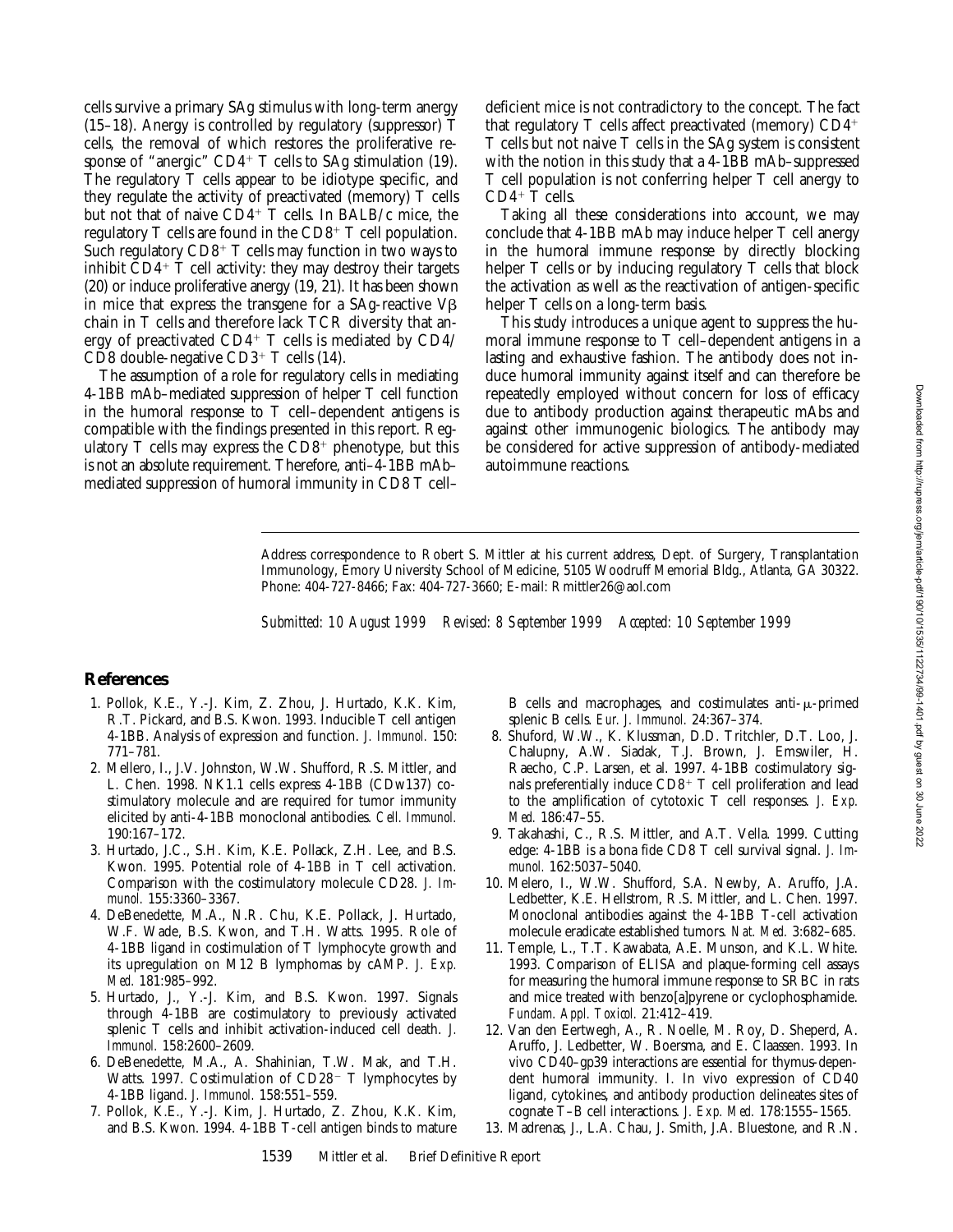cells survive a primary SAg stimulus with long-term anergy (15–18). Anergy is controlled by regulatory (suppressor) T cells, the removal of which restores the proliferative response of "anergic" $CD4^+$ T cells to SAg stimulation (19). The regulatory T cells appear to be idiotype specific, and they regulate the activity of preactivated (memory) T cells but not that of naive $CD4^+$ T cells. In BALB/c mice, the regulatory T cells are found in the $CD8^+$ T cell population. Such regulatory $CD8^+$ T cells may function in two ways to inhibit $CD4^+$ T cell activity: they may destroy their targets (20) or induce proliferative anergy (19, 21). It has been shown in mice that express the transgene for a SAg-reactive V$\beta$ chain in T cells and therefore lack TCR diversity that anergy of preactivated $CD4^+$ T cells is mediated by CD4/CD8 double-negative $CD3^+$ T cells (14).

The assumption of a role for regulatory cells in mediating 4-1BB mAb–mediated suppression of helper T cell function in the humoral response to T cell–dependent antigens is compatible with the findings presented in this report. Regulatory T cells may express the $CD8^+$ phenotype, but this is not an absolute requirement. Therefore, anti–4-1BB mAb–mediated suppression of humoral immunity in CD8 T cell–deficient mice is not contradictory to the concept. The fact that regulatory T cells affect preactivated (memory) $CD4^+$ T cells but not naive T cells in the SAg system is consistent with the notion in this study that a 4-1BB mAb–suppressed T cell population is not conferring helper T cell anergy to $CD4^+$ T cells.

Taking all these considerations into account, we may conclude that 4-1BB mAb may induce helper T cell anergy in the humoral immune response by directly blocking helper T cells or by inducing regulatory T cells that block the activation as well as the reactivation of antigen-specific helper T cells on a long-term basis.

This study introduces a unique agent to suppress the humoral immune response to T cell–dependent antigens in a lasting and exhaustive fashion. The antibody does not induce humoral immunity against itself and can therefore be repeatedly employed without concern for loss of efficacy due to antibody production against therapeutic mAbs and against other immunogenic biologics. The antibody may be considered for active suppression of antibody-mediated autoimmune reactions.

Address correspondence to Robert S. Mittler at his current address, Dept. of Surgery, Transplantation Immunology, Emory University School of Medicine, 5105 Woodruff Memorial Bldg., Atlanta, GA 30322. Phone: 404-727-8466; Fax: 404-727-3660; E-mail: Rmittler26@aol.com

*Submitted: 10 August 1999 Revised: 8 September 1999 Accepted: 10 September 1999*

## References

1. Pollok, K.E., Y.-J. Kim, Z. Zhou, J. Hurtado, K.K. Kim, R.T. Pickard, and B.S. Kwon. 1993. Inducible T cell antigen 4-1BB. Analysis of expression and function. *J. Immunol.* 150:771–781.
2. Mellero, I., J.V. Johnston, W.W. Shufford, R.S. Mittler, and L. Chen. 1998. NK1.1 cells express 4-1BB (CDw137) costimulatory molecule and are required for tumor immunity elicited by anti-4-1BB monoclonal antibodies. *Cell. Immunol.* 190:167–172.
3. Hurtado, J.C., S.H. Kim, K.E. Pollack, Z.H. Lee, and B.S. Kwon. 1995. Potential role of 4-1BB in T cell activation. Comparison with the costimulatory molecule CD28. *J. Immunol.* 155:3360–3367.
4. DeBenedette, M.A., N.R. Chu, K.E. Pollack, J. Hurtado, W.F. Wade, B.S. Kwon, and T.H. Watts. 1995. Role of 4-1BB ligand in costimulation of T lymphocyte growth and its upregulation on M12 B lymphomas by cAMP. *J. Exp. Med.* 181:985–992.
5. Hurtado, J., Y.-J. Kim, and B.S. Kwon. 1997. Signals through 4-1BB are costimulatory to previously activated splenic T cells and inhibit activation-induced cell death. *J. Immunol.* 158:2600–2609.
6. DeBenedette, M.A., A. Shahinian, T.W. Mak, and T.H. Watts. 1997. Costimulation of $CD28^-$ T lymphocytes by 4-1BB ligand. *J. Immunol.* 158:551–559.
7. Pollok, K.E., Y.-J. Kim, J. Hurtado, Z. Zhou, K.K. Kim, and B.S. Kwon. 1994. 4-1BB T-cell antigen binds to mature B cells and macrophages, and costimulates anti-$\mu$-primed splenic B cells. *Eur. J. Immunol.* 24:367–374.
8. Shuford, W.W., K. Klussman, D.D. Tritchler, D.T. Loo, J. Chalupny, A.W. Siadak, T.J. Brown, J. Emswiler, H. Raecho, C.P. Larsen, et al. 1997. 4-1BB costimulatory signals preferentially induce $CD8^+$ T cell proliferation and lead to the amplification of cytotoxic T cell responses. *J. Exp. Med.* 186:47–55.
9. Takahashi, C., R.S. Mittler, and A.T. Vella. 1999. Cutting edge: 4-1BB is a bona fide CD8 T cell survival signal. *J. Immunol.* 162:5037–5040.
10. Melero, I., W.W. Shufford, S.A. Newby, A. Aruffo, J.A. Ledbetter, K.E. Hellstrom, R.S. Mittler, and L. Chen. 1997. Monoclonal antibodies against the 4-1BB T-cell activation molecule eradicate established tumors. *Nat. Med.* 3:682–685.
11. Temple, L., T.T. Kawabata, A.E. Munson, and K.L. White. 1993. Comparison of ELISA and plaque-forming cell assays for measuring the humoral immune response to SRBC in rats and mice treated with benzo[a]pyrene or cyclophosphamide. *Fundam. Appl. Toxicol.* 21:412–419.
12. Van den Eertwegh, A., R. Noelle, M. Roy, D. Sheperd, A. Aruffo, J. Ledbetter, W. Boersma, and E. Claassen. 1993. In vivo CD40–gp39 interactions are essential for thymus-dependent humoral immunity. I. In vivo expression of CD40 ligand, cytokines, and antibody production delineates sites of cognate T–B cell interactions. *J. Exp. Med.* 178:1555–1565.
13. Madrenas, J., L.A. Chau, J. Smith, J.A. Bluestone, and R.N.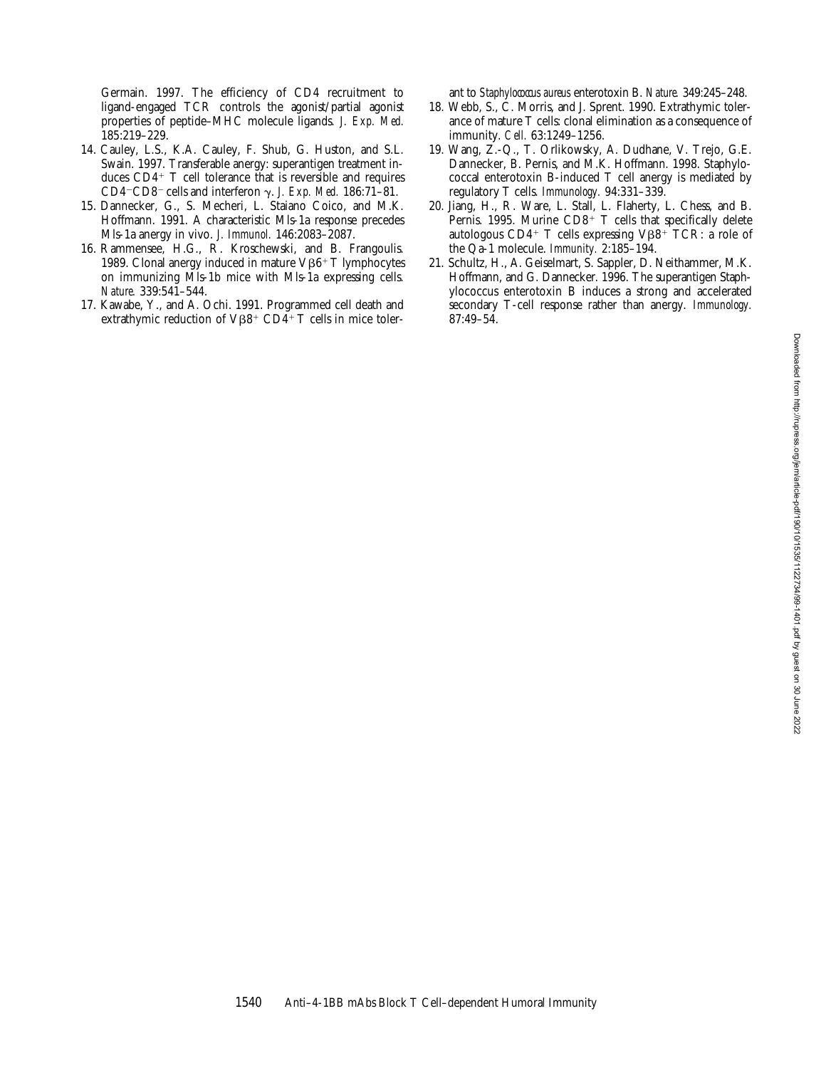Germain. 1997. The efficiency of CD4 recruitment to ligand-engaged TCR controls the agonist/partial agonist properties of peptide–MHC molecule ligands. *J. Exp. Med.* 185:219–229.

14. Cauley, L.S., K.A. Cauley, F. Shub, G. Huston, and S.L. Swain. 1997. Transferable anergy: superantigen treatment induces $CD4^+$ T cell tolerance that is reversible and requires $CD4^-CD8^-$ cells and interferon $\gamma$. *J. Exp. Med.* 186:71–81.
15. Dannecker, G., S. Mecheri, L. Staiano Coico, and M.K. Hoffmann. 1991. A characteristic Mls-1a response precedes Mls-1a anergy in vivo. *J. Immunol.* 146:2083–2087.
16. Rammensee, H.G., R. Kroschewski, and B. Frangoulis. 1989. Clonal anergy induced in mature $V\beta6^+$ T lymphocytes on immunizing Mls-1b mice with Mls-1a expressing cells. *Nature.* 339:541–544.
17. Kawabe, Y., and A. Ochi. 1991. Programmed cell death and extrathymic reduction of $V\beta8^+$ $CD4^+$ T cells in mice tolerant to *Staphylococcus aureus* enterotoxin B. *Nature.* 349:245–248.
18. Webb, S., C. Morris, and J. Sprent. 1990. Extrathymic tolerance of mature T cells: clonal elimination as a consequence of immunity. *Cell.* 63:1249–1256.
19. Wang, Z.-Q., T. Orlikowsky, A. Dudhane, V. Trejo, G.E. Dannecker, B. Pernis, and M.K. Hoffmann. 1998. Staphylococcal enterotoxin B-induced T cell anergy is mediated by regulatory T cells. *Immunology.* 94:331–339.
20. Jiang, H., R. Ware, L. Stall, L. Flaherty, L. Chess, and B. Pernis. 1995. Murine $CD8^+$ T cells that specifically delete autologous $CD4^+$ T cells expressing $V\beta8^+$ TCR: a role of the Qa-1 molecule. *Immunity.* 2:185–194.
21. Schultz, H., A. Geiselmart, S. Sappler, D. Neithammer, M.K. Hoffmann, and G. Dannecker. 1996. The superantigen Staphylococcus enterotoxin B induces a strong and accelerated secondary T-cell response rather than anergy. *Immunology.* 87:49–54.